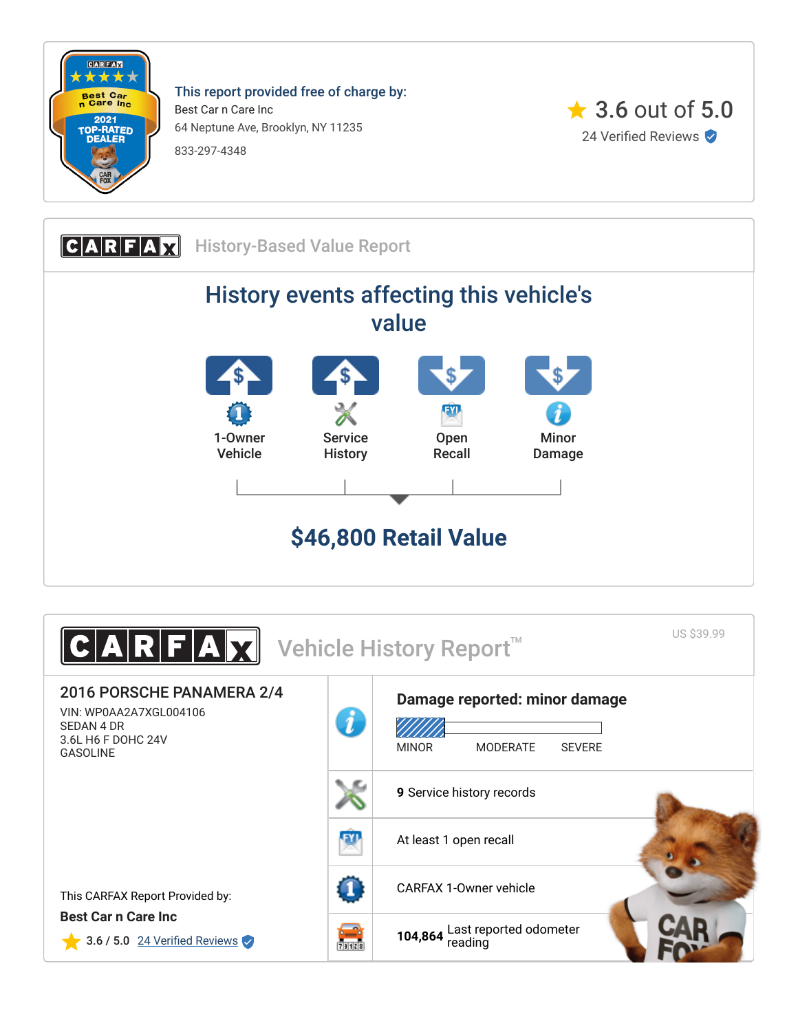**This report provided free of charge by:**

Best Car n Care Inc

64 Neptune Ave, Brooklyn, NY 11235

833-297-4348

★ 3.6 out of 5.0

24 Verified Reviews

## CARFAX History-Based Value Report

## History events affecting this vehicle's value

- 1-Owner Vehicle
- Service History
- Open Recall
- Minor Damage

## $46,800 Retail Value

## CARFAX Vehicle History Report™

US $39.99

**2016 PORSCHE PANAMERA 2/4**

VIN: WP0AA2A7XGL004106

SEDAN 4 DR

3.6L H6 F DOHC 24V

GASOLINE

**Damage reported: minor damage**

MINOR MODERATE SEVERE

**9** Service history records

At least 1 open recall

CARFAX 1-Owner vehicle

**104,864** Last reported odometer reading

This CARFAX Report Provided by:

**Best Car n Care Inc**

★ 3.6 / 5.0 24 Verified Reviews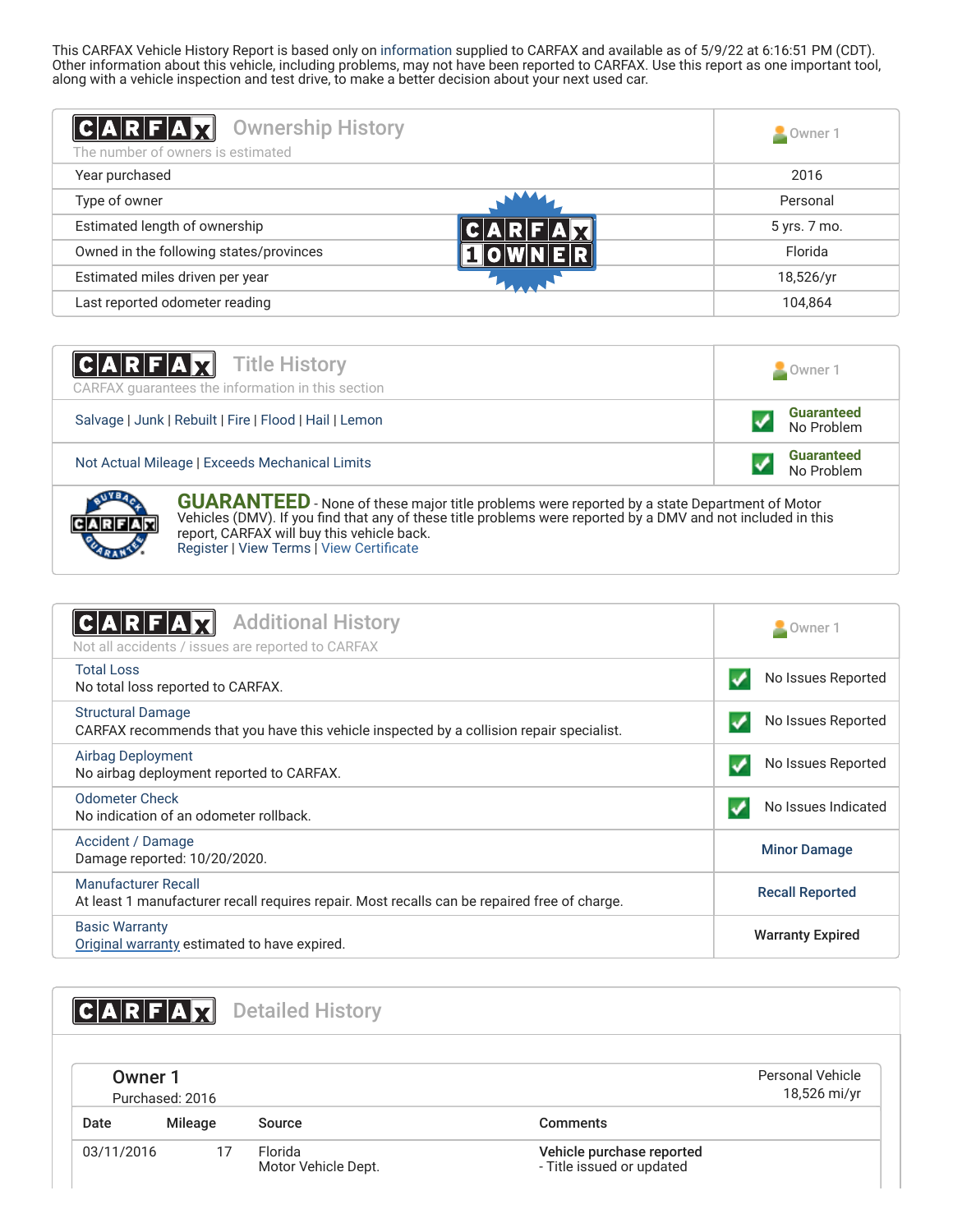This CARFAX Vehicle History Report is based only on information supplied to CARFAX and available as of 5/9/22 at 6:16:51 PM (CDT). Other information about this vehicle, including problems, may not have been reported to CARFAX. Use this report as one important tool, along with a vehicle inspection and test drive, to make a better decision about your next used car.

## CARFAX Ownership History

The number of owners is estimated

CARFAX 1 OWNER

| | Owner 1 |
|---|---|
| Year purchased | 2016 |
| Type of owner | Personal |
| Estimated length of ownership | 5 yrs. 7 mo. |
| Owned in the following states/provinces | Florida |
| Estimated miles driven per year | 18,526/yr |
| Last reported odometer reading | 104,864 |

## CARFAX Title History

CARFAX guarantees the information in this section

| | Owner 1 |
|---|---|
| Salvage \| Junk \| Rebuilt \| Fire \| Flood \| Hail \| Lemon | Guaranteed No Problem |
| Not Actual Mileage \| Exceeds Mechanical Limits | Guaranteed No Problem |

**GUARANTEED** - None of these major title problems were reported by a state Department of Motor Vehicles (DMV). If you find that any of these title problems were reported by a DMV and not included in this report, CARFAX will buy this vehicle back.
Register | View Terms | View Certificate

## CARFAX Additional History

Not all accidents / issues are reported to CARFAX

| | Owner 1 |
|---|---|
| **Total Loss**<br>No total loss reported to CARFAX. | No Issues Reported |
| **Structural Damage**<br>CARFAX recommends that you have this vehicle inspected by a collision repair specialist. | No Issues Reported |
| **Airbag Deployment**<br>No airbag deployment reported to CARFAX. | No Issues Reported |
| **Odometer Check**<br>No indication of an odometer rollback. | No Issues Indicated |
| **Accident / Damage**<br>Damage reported: 10/20/2020. | Minor Damage |
| **Manufacturer Recall**<br>At least 1 manufacturer recall requires repair. Most recalls can be repaired free of charge. | Recall Reported |
| **Basic Warranty**<br>Original warranty estimated to have expired. | Warranty Expired |

## CARFAX Detailed History

**Owner 1**
Purchased: 2016

Personal Vehicle
18,526 mi/yr

| Date | Mileage | Source | Comments |
|---|---|---|---|
| 03/11/2016 | 17 | Florida<br>Motor Vehicle Dept. | **Vehicle purchase reported**<br>- Title issued or updated |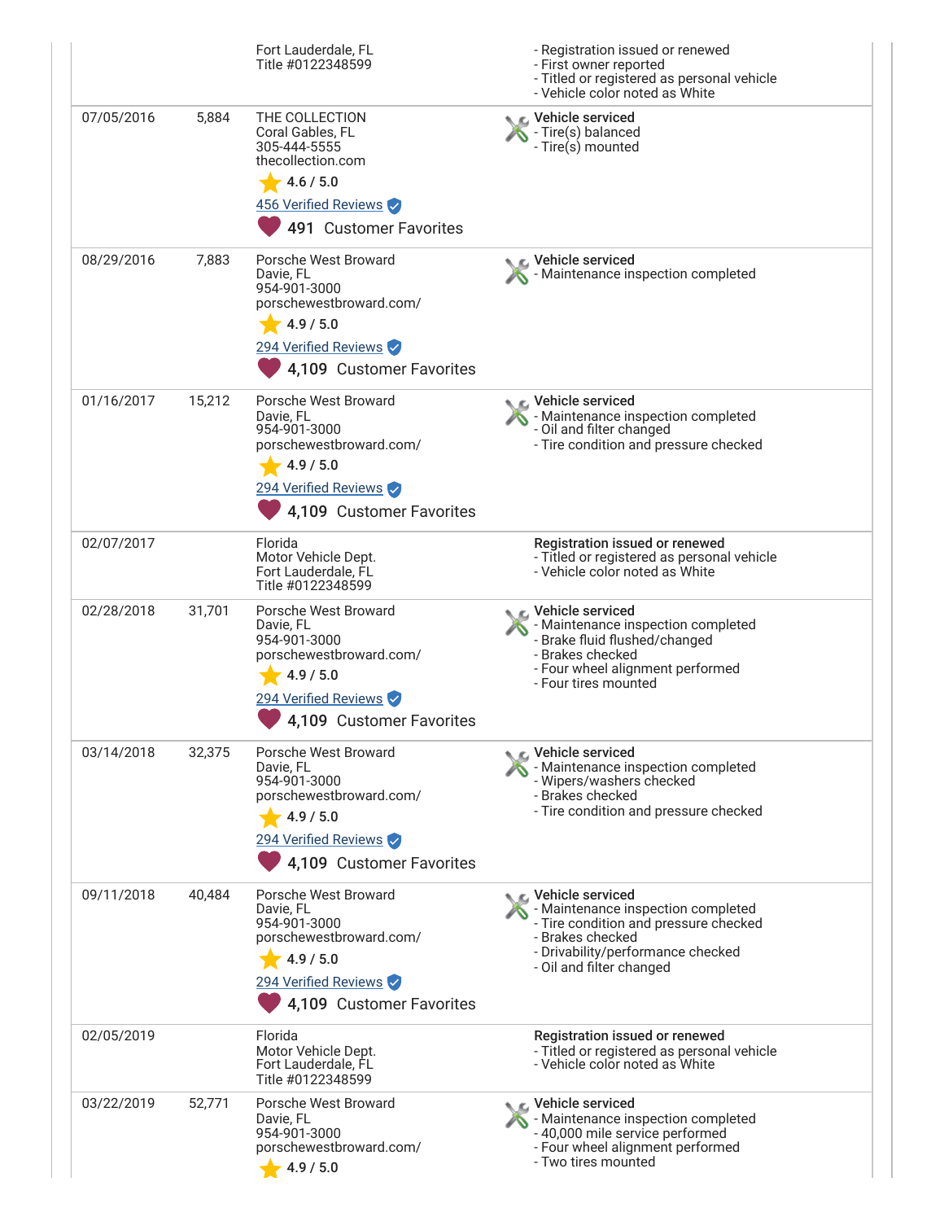| Date | Mileage | Source | Comments |
|---|---|---|---|
| | | Fort Lauderdale, FL<br>Title #0122348599 | - Registration issued or renewed<br>- First owner reported<br>- Titled or registered as personal vehicle<br>- Vehicle color noted as White |
| 07/05/2016 | 5,884 | THE COLLECTION<br>Coral Gables, FL<br>305-444-5555<br>thecollection.com<br>4.6 / 5.0<br>456 Verified Reviews<br>491 Customer Favorites | **Vehicle serviced**<br>- Tire(s) balanced<br>- Tire(s) mounted |
| 08/29/2016 | 7,883 | Porsche West Broward<br>Davie, FL<br>954-901-3000<br>porschewestbroward.com/<br>4.9 / 5.0<br>294 Verified Reviews<br>4,109 Customer Favorites | **Vehicle serviced**<br>- Maintenance inspection completed |
| 01/16/2017 | 15,212 | Porsche West Broward<br>Davie, FL<br>954-901-3000<br>porschewestbroward.com/<br>4.9 / 5.0<br>294 Verified Reviews<br>4,109 Customer Favorites | **Vehicle serviced**<br>- Maintenance inspection completed<br>- Oil and filter changed<br>- Tire condition and pressure checked |
| 02/07/2017 | | Florida<br>Motor Vehicle Dept.<br>Fort Lauderdale, FL<br>Title #0122348599 | **Registration issued or renewed**<br>- Titled or registered as personal vehicle<br>- Vehicle color noted as White |
| 02/28/2018 | 31,701 | Porsche West Broward<br>Davie, FL<br>954-901-3000<br>porschewestbroward.com/<br>4.9 / 5.0<br>294 Verified Reviews<br>4,109 Customer Favorites | **Vehicle serviced**<br>- Maintenance inspection completed<br>- Brake fluid flushed/changed<br>- Brakes checked<br>- Four wheel alignment performed<br>- Four tires mounted |
| 03/14/2018 | 32,375 | Porsche West Broward<br>Davie, FL<br>954-901-3000<br>porschewestbroward.com/<br>4.9 / 5.0<br>294 Verified Reviews<br>4,109 Customer Favorites | **Vehicle serviced**<br>- Maintenance inspection completed<br>- Wipers/washers checked<br>- Brakes checked<br>- Tire condition and pressure checked |
| 09/11/2018 | 40,484 | Porsche West Broward<br>Davie, FL<br>954-901-3000<br>porschewestbroward.com/<br>4.9 / 5.0<br>294 Verified Reviews<br>4,109 Customer Favorites | **Vehicle serviced**<br>- Maintenance inspection completed<br>- Tire condition and pressure checked<br>- Brakes checked<br>- Drivability/performance checked<br>- Oil and filter changed |
| 02/05/2019 | | Florida<br>Motor Vehicle Dept.<br>Fort Lauderdale, FL<br>Title #0122348599 | **Registration issued or renewed**<br>- Titled or registered as personal vehicle<br>- Vehicle color noted as White |
| 03/22/2019 | 52,771 | Porsche West Broward<br>Davie, FL<br>954-901-3000<br>porschewestbroward.com/<br>4.9 / 5.0 | **Vehicle serviced**<br>- Maintenance inspection completed<br>- 40,000 mile service performed<br>- Four wheel alignment performed<br>- Two tires mounted |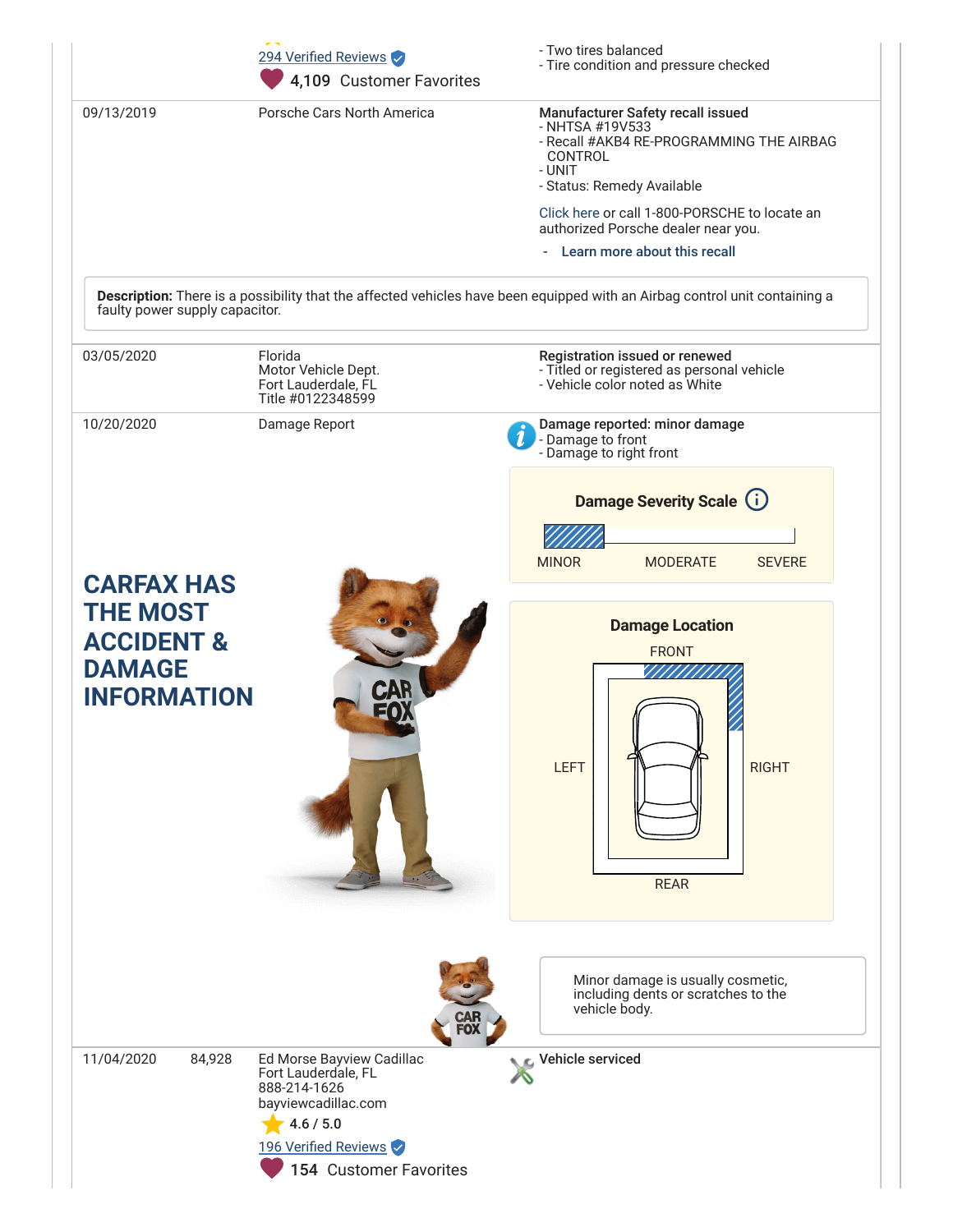| Date | Mileage | Source | Comments |
|---|---|---|---|
| | | 294 Verified Reviews<br>4,109 Customer Favorites | - Two tires balanced<br>- Tire condition and pressure checked |
| 09/13/2019 | | Porsche Cars North America | **Manufacturer Safety recall issued**<br>- NHTSA #19V533<br>- Recall #AKB4 RE-PROGRAMMING THE AIRBAG CONTROL<br>- UNIT<br>- Status: Remedy Available<br><br>Click here or call 1-800-PORSCHE to locate an authorized Porsche dealer near you.<br><br>- Learn more about this recall |

**Description:** There is a possibility that the affected vehicles have been equipped with an Airbag control unit containing a faulty power supply capacitor.

| Date | Mileage | Source | Comments |
|---|---|---|---|
| 03/05/2020 | | Florida<br>Motor Vehicle Dept.<br>Fort Lauderdale, FL<br>Title #0122348599 | **Registration issued or renewed**<br>- Titled or registered as personal vehicle<br>- Vehicle color noted as White |
| 10/20/2020 | | Damage Report | **Damage reported: minor damage**<br>- Damage to front<br>- Damage to right front |

**Damage Severity Scale**

MINOR MODERATE SEVERE

**Damage Location**

FRONT

LEFT RIGHT

REAR

## CARFAX HAS THE MOST ACCIDENT & DAMAGE INFORMATION

Minor damage is usually cosmetic, including dents or scratches to the vehicle body.

| Date | Mileage | Source | Comments |
|---|---|---|---|
| 11/04/2020 | 84,928 | Ed Morse Bayview Cadillac<br>Fort Lauderdale, FL<br>888-214-1626<br>bayviewcadillac.com<br>4.6 / 5.0<br>196 Verified Reviews<br>154 Customer Favorites | **Vehicle serviced** |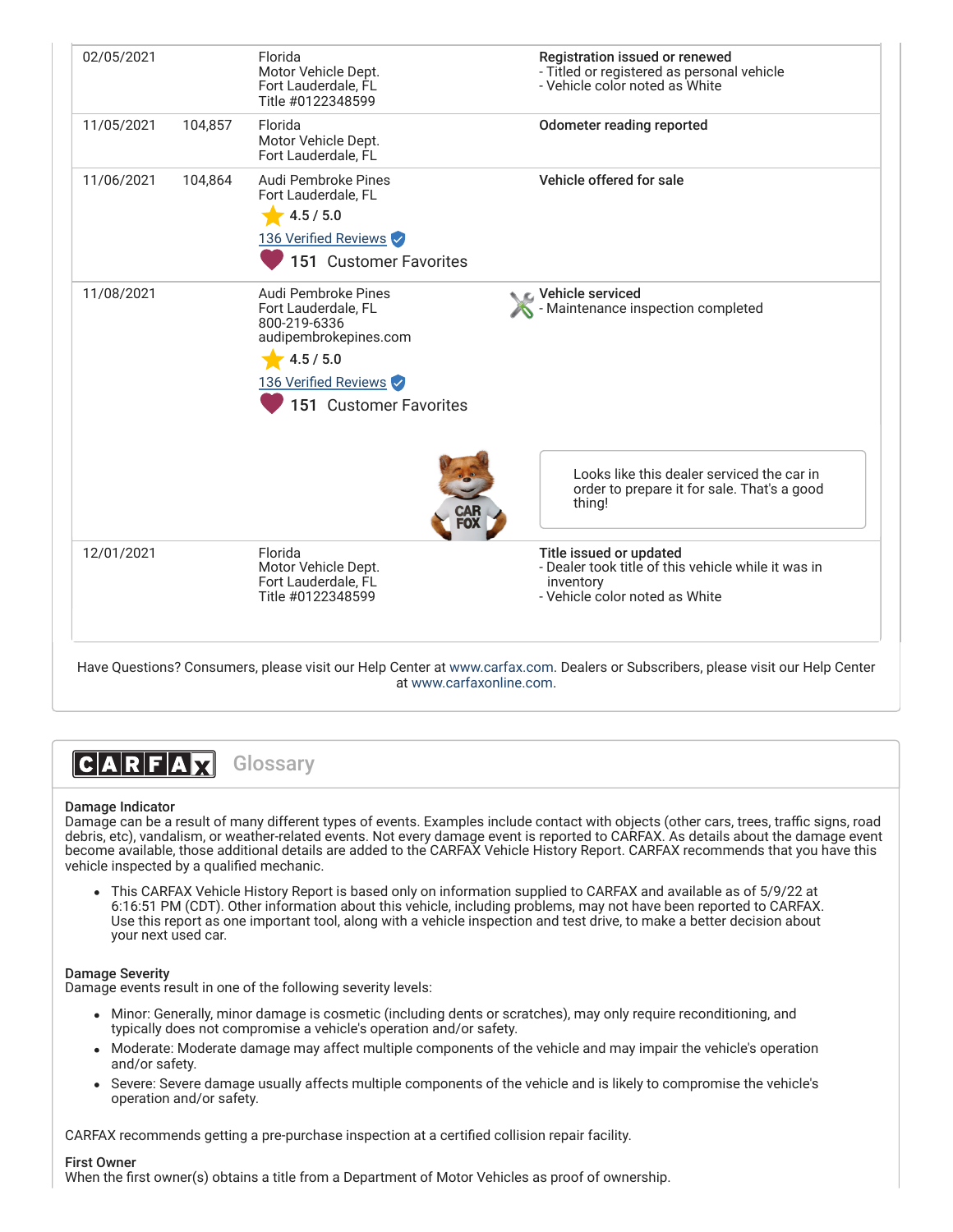| Date | Mileage | Source | Comments |
| --- | --- | --- | --- |
| 02/05/2021 | | Florida<br>Motor Vehicle Dept.<br>Fort Lauderdale, FL<br>Title #0122348599 | **Registration issued or renewed**<br>- Titled or registered as personal vehicle<br>- Vehicle color noted as White |
| 11/05/2021 | 104,857 | Florida<br>Motor Vehicle Dept.<br>Fort Lauderdale, FL | **Odometer reading reported** |
| 11/06/2021 | 104,864 | Audi Pembroke Pines<br>Fort Lauderdale, FL<br>4.5 / 5.0<br>136 Verified Reviews<br>151 Customer Favorites | **Vehicle offered for sale** |
| 11/08/2021 | | Audi Pembroke Pines<br>Fort Lauderdale, FL<br>800-219-6336<br>audipembrokepines.com<br>4.5 / 5.0<br>136 Verified Reviews<br>151 Customer Favorites | **Vehicle serviced**<br>- Maintenance inspection completed<br><br>Looks like this dealer serviced the car in order to prepare it for sale. That's a good thing! |
| 12/01/2021 | | Florida<br>Motor Vehicle Dept.<br>Fort Lauderdale, FL<br>Title #0122348599 | **Title issued or updated**<br>- Dealer took title of this vehicle while it was in inventory<br>- Vehicle color noted as White |

Have Questions? Consumers, please visit our Help Center at www.carfax.com. Dealers or Subscribers, please visit our Help Center at www.carfaxonline.com.

## CARFAX Glossary

**Damage Indicator**
Damage can be a result of many different types of events. Examples include contact with objects (other cars, trees, traffic signs, road debris, etc), vandalism, or weather-related events. Not every damage event is reported to CARFAX. As details about the damage event become available, those additional details are added to the CARFAX Vehicle History Report. CARFAX recommends that you have this vehicle inspected by a qualified mechanic.

- This CARFAX Vehicle History Report is based only on information supplied to CARFAX and available as of 5/9/22 at 6:16:51 PM (CDT). Other information about this vehicle, including problems, may not have been reported to CARFAX. Use this report as one important tool, along with a vehicle inspection and test drive, to make a better decision about your next used car.

**Damage Severity**
Damage events result in one of the following severity levels:

- Minor: Generally, minor damage is cosmetic (including dents or scratches), may only require reconditioning, and typically does not compromise a vehicle's operation and/or safety.
- Moderate: Moderate damage may affect multiple components of the vehicle and may impair the vehicle's operation and/or safety.
- Severe: Severe damage usually affects multiple components of the vehicle and is likely to compromise the vehicle's operation and/or safety.

CARFAX recommends getting a pre-purchase inspection at a certified collision repair facility.

**First Owner**
When the first owner(s) obtains a title from a Department of Motor Vehicles as proof of ownership.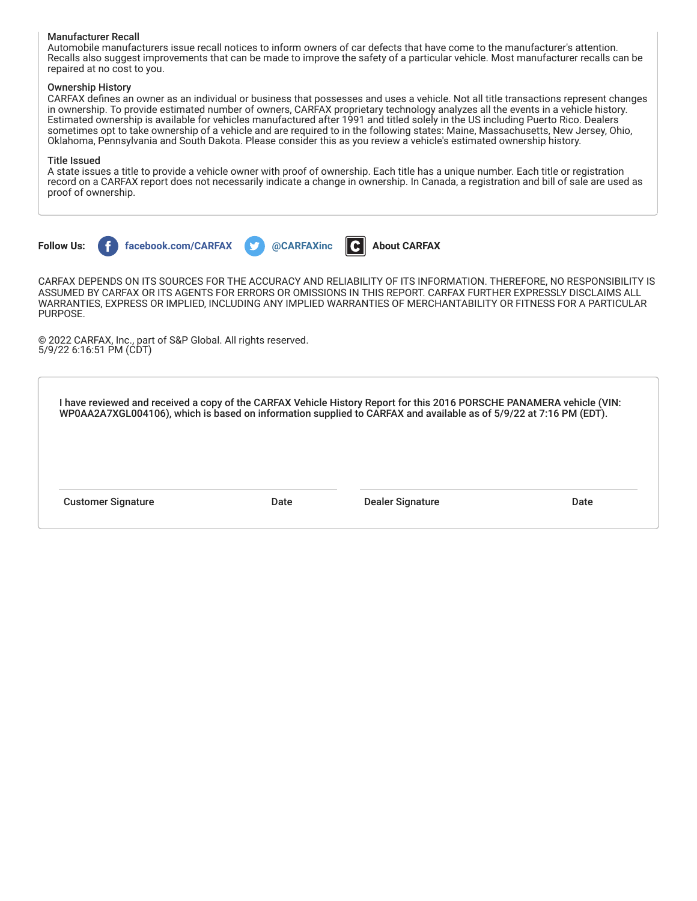### Manufacturer Recall

Automobile manufacturers issue recall notices to inform owners of car defects that have come to the manufacturer's attention. Recalls also suggest improvements that can be made to improve the safety of a particular vehicle. Most manufacturer recalls can be repaired at no cost to you.

### Ownership History

CARFAX defines an owner as an individual or business that possesses and uses a vehicle. Not all title transactions represent changes in ownership. To provide estimated number of owners, CARFAX proprietary technology analyzes all the events in a vehicle history. Estimated ownership is available for vehicles manufactured after 1991 and titled solely in the US including Puerto Rico. Dealers sometimes opt to take ownership of a vehicle and are required to in the following states: Maine, Massachusetts, New Jersey, Ohio, Oklahoma, Pennsylvania and South Dakota. Please consider this as you review a vehicle's estimated ownership history.

### Title Issued

A state issues a title to provide a vehicle owner with proof of ownership. Each title has a unique number. Each title or registration record on a CARFAX report does not necessarily indicate a change in ownership. In Canada, a registration and bill of sale are used as proof of ownership.

**Follow Us:** facebook.com/CARFAX @CARFAXinc **About CARFAX**

CARFAX DEPENDS ON ITS SOURCES FOR THE ACCURACY AND RELIABILITY OF ITS INFORMATION. THEREFORE, NO RESPONSIBILITY IS ASSUMED BY CARFAX OR ITS AGENTS FOR ERRORS OR OMISSIONS IN THIS REPORT. CARFAX FURTHER EXPRESSLY DISCLAIMS ALL WARRANTIES, EXPRESS OR IMPLIED, INCLUDING ANY IMPLIED WARRANTIES OF MERCHANTABILITY OR FITNESS FOR A PARTICULAR PURPOSE.

© 2022 CARFAX, Inc., part of S&P Global. All rights reserved.
5/9/22 6:16:51 PM (CDT)

**I have reviewed and received a copy of the CARFAX Vehicle History Report for this 2016 PORSCHE PANAMERA vehicle (VIN: WP0AA2A7XGL004106), which is based on information supplied to CARFAX and available as of 5/9/22 at 7:16 PM (EDT).**

| Customer Signature | Date | Dealer Signature | Date |
|---|---|---|---|